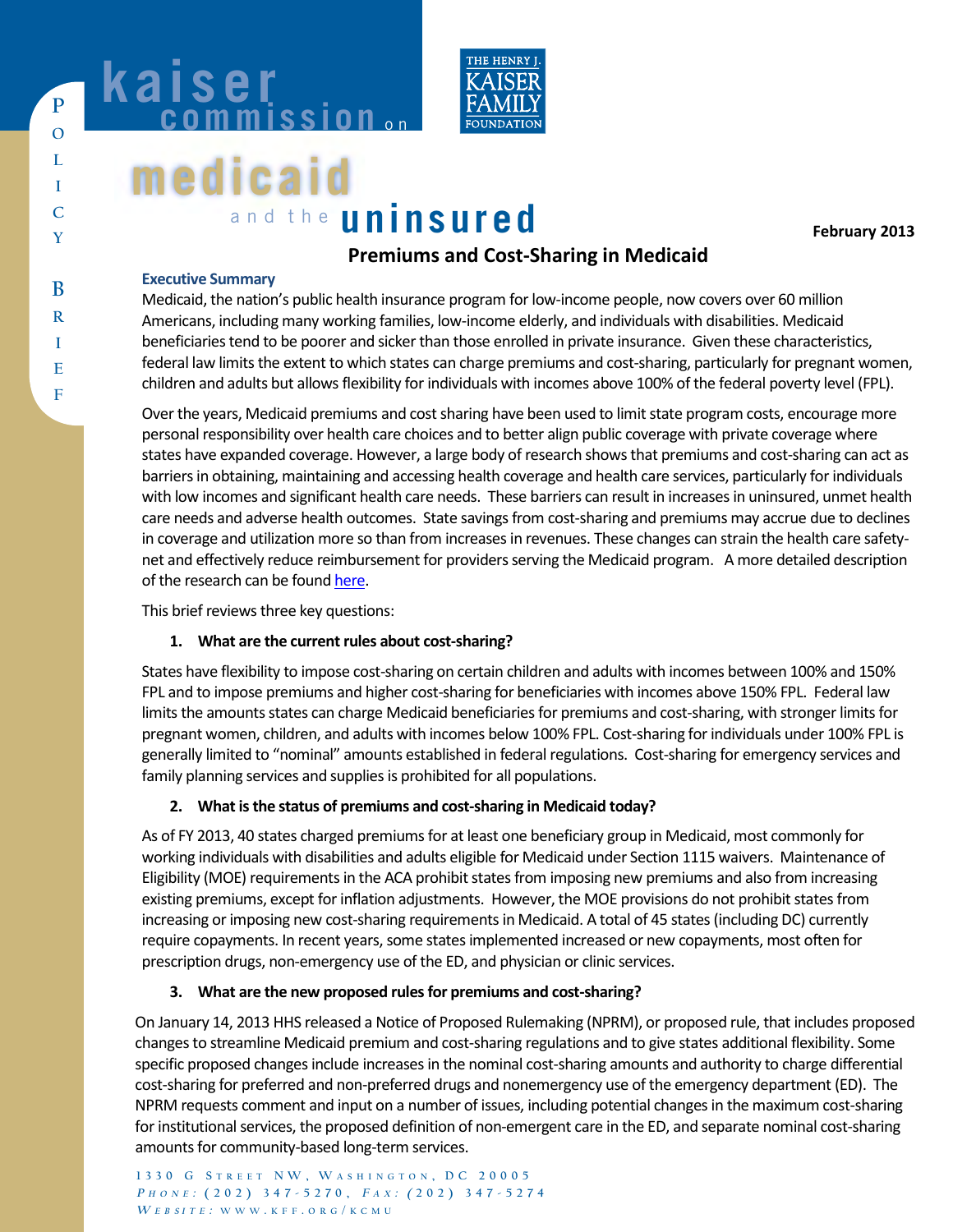# kaiser commission on medicaid and the uninsured

POLICY BRIEF

THE HENRY J. KAISER FAMILY FOUNDATION

**February 2013**

## Premiums and Cost-Sharing in Medicaid

### Executive Summary

Medicaid, the nation's public health insurance program for low-income people, now covers over 60 million Americans, including many working families, low-income elderly, and individuals with disabilities. Medicaid beneficiaries tend to be poorer and sicker than those enrolled in private insurance. Given these characteristics, federal law limits the extent to which states can charge premiums and cost-sharing, particularly for pregnant women, children and adults but allows flexibility for individuals with incomes above 100% of the federal poverty level (FPL).

Over the years, Medicaid premiums and cost sharing have been used to limit state program costs, encourage more personal responsibility over health care choices and to better align public coverage with private coverage where states have expanded coverage. However, a large body of research shows that premiums and cost-sharing can act as barriers in obtaining, maintaining and accessing health coverage and health care services, particularly for individuals with low incomes and significant health care needs. These barriers can result in increases in uninsured, unmet health care needs and adverse health outcomes. State savings from cost-sharing and premiums may accrue due to declines in coverage and utilization more so than from increases in revenues. These changes can strain the health care safety-net and effectively reduce reimbursement for providers serving the Medicaid program. A more detailed description of the research can be found here.

This brief reviews three key questions:

1. **What are the current rules about cost-sharing?**

States have flexibility to impose cost-sharing on certain children and adults with incomes between 100% and 150% FPL and to impose premiums and higher cost-sharing for beneficiaries with incomes above 150% FPL. Federal law limits the amounts states can charge Medicaid beneficiaries for premiums and cost-sharing, with stronger limits for pregnant women, children, and adults with incomes below 100% FPL. Cost-sharing for individuals under 100% FPL is generally limited to "nominal" amounts established in federal regulations. Cost-sharing for emergency services and family planning services and supplies is prohibited for all populations.

2. **What is the status of premiums and cost-sharing in Medicaid today?**

As of FY 2013, 40 states charged premiums for at least one beneficiary group in Medicaid, most commonly for working individuals with disabilities and adults eligible for Medicaid under Section 1115 waivers. Maintenance of Eligibility (MOE) requirements in the ACA prohibit states from imposing new premiums and also from increasing existing premiums, except for inflation adjustments. However, the MOE provisions do not prohibit states from increasing or imposing new cost-sharing requirements in Medicaid. A total of 45 states (including DC) currently require copayments. In recent years, some states implemented increased or new copayments, most often for prescription drugs, non-emergency use of the ED, and physician or clinic services.

3. **What are the new proposed rules for premiums and cost-sharing?**

On January 14, 2013 HHS released a Notice of Proposed Rulemaking (NPRM), or proposed rule, that includes proposed changes to streamline Medicaid premium and cost-sharing regulations and to give states additional flexibility. Some specific proposed changes include increases in the nominal cost-sharing amounts and authority to charge differential cost-sharing for preferred and non-preferred drugs and nonemergency use of the emergency department (ED). The NPRM requests comment and input on a number of issues, including potential changes in the maximum cost-sharing for institutional services, the proposed definition of non-emergent care in the ED, and separate nominal cost-sharing amounts for community-based long-term services.

1330 G Street NW, Washington, DC 20005
*Phone:* (202) 347-5270, *Fax:* (202) 347-5274
*Website:* www.kff.org/kcmu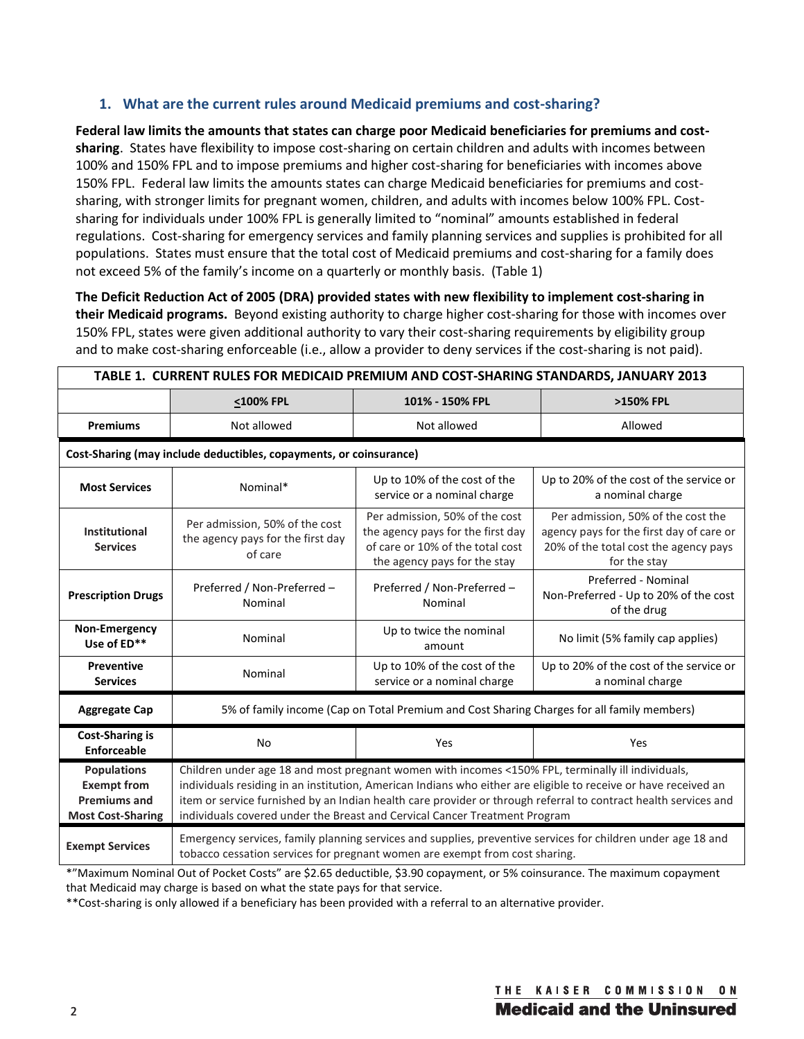## 1. What are the current rules around Medicaid premiums and cost-sharing?

**Federal law limits the amounts that states can charge poor Medicaid beneficiaries for premiums and cost-sharing**. States have flexibility to impose cost-sharing on certain children and adults with incomes between 100% and 150% FPL and to impose premiums and higher cost-sharing for beneficiaries with incomes above 150% FPL. Federal law limits the amounts states can charge Medicaid beneficiaries for premiums and cost-sharing, with stronger limits for pregnant women, children, and adults with incomes below 100% FPL. Cost-sharing for individuals under 100% FPL is generally limited to "nominal" amounts established in federal regulations. Cost-sharing for emergency services and family planning services and supplies is prohibited for all populations. States must ensure that the total cost of Medicaid premiums and cost-sharing for a family does not exceed 5% of the family's income on a quarterly or monthly basis. (Table 1)

**The Deficit Reduction Act of 2005 (DRA) provided states with new flexibility to implement cost-sharing in their Medicaid programs.** Beyond existing authority to charge higher cost-sharing for those with incomes over 150% FPL, states were given additional authority to vary their cost-sharing requirements by eligibility group and to make cost-sharing enforceable (i.e., allow a provider to deny services if the cost-sharing is not paid).

**TABLE 1. CURRENT RULES FOR MEDICAID PREMIUM AND COST-SHARING STANDARDS, JANUARY 2013**

| | ≤100% FPL | 101% - 150% FPL | >150% FPL |
|---|---|---|---|
| **Premiums** | Not allowed | Not allowed | Allowed |
| **Cost-Sharing (may include deductibles, copayments, or coinsurance)** | | | |
| **Most Services** | Nominal* | Up to 10% of the cost of the service or a nominal charge | Up to 20% of the cost of the service or a nominal charge |
| **Institutional Services** | Per admission, 50% of the cost the agency pays for the first day of care | Per admission, 50% of the cost the agency pays for the first day of care or 10% of the total cost the agency pays for the stay | Per admission, 50% of the cost the agency pays for the first day of care or 20% of the total cost the agency pays for the stay |
| **Prescription Drugs** | Preferred / Non-Preferred – Nominal | Preferred / Non-Preferred – Nominal | Preferred - Nominal<br>Non-Preferred - Up to 20% of the cost of the drug |
| **Non-Emergency Use of ED**** | Nominal | Up to twice the nominal amount | No limit (5% family cap applies) |
| **Preventive Services** | Nominal | Up to 10% of the cost of the service or a nominal charge | Up to 20% of the cost of the service or a nominal charge |
| **Aggregate Cap** | 5% of family income (Cap on Total Premium and Cost Sharing Charges for all family members) | | |
| **Cost-Sharing is Enforceable** | No | Yes | Yes |
| **Populations Exempt from Premiums and Most Cost-Sharing** | Children under age 18 and most pregnant women with incomes <150% FPL, terminally ill individuals, individuals residing in an institution, American Indians who either are eligible to receive or have received an item or service furnished by an Indian health care provider or through referral to contract health services and individuals covered under the Breast and Cervical Cancer Treatment Program | | |
| **Exempt Services** | Emergency services, family planning services and supplies, preventive services for children under age 18 and tobacco cessation services for pregnant women are exempt from cost sharing. | | |

*"Maximum Nominal Out of Pocket Costs" are $2.65 deductible, $3.90 copayment, or 5% coinsurance. The maximum copayment that Medicaid may charge is based on what the state pays for that service.

**Cost-sharing is only allowed if a beneficiary has been provided with a referral to an alternative provider.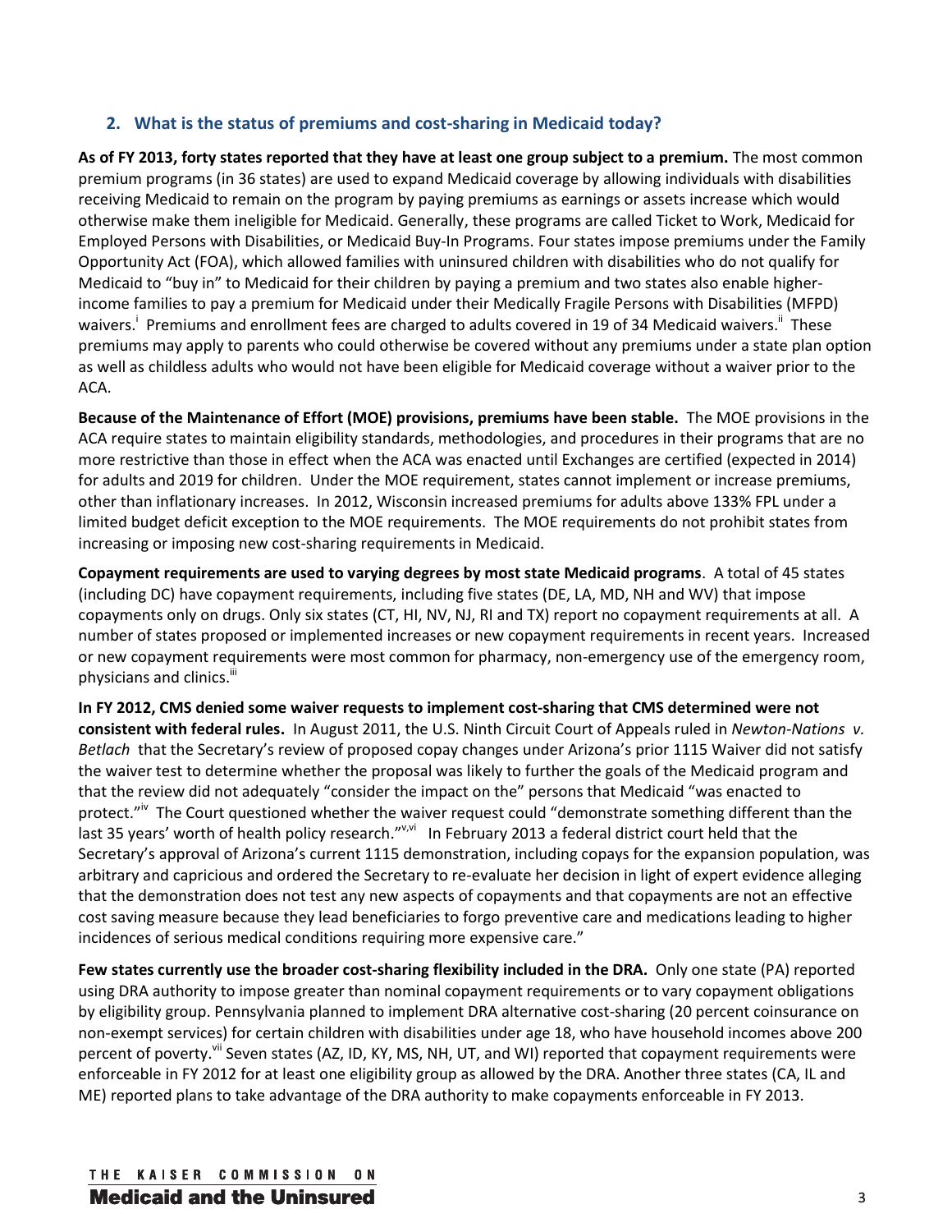## 2. What is the status of premiums and cost-sharing in Medicaid today?

**As of FY 2013, forty states reported that they have at least one group subject to a premium.** The most common premium programs (in 36 states) are used to expand Medicaid coverage by allowing individuals with disabilities receiving Medicaid to remain on the program by paying premiums as earnings or assets increase which would otherwise make them ineligible for Medicaid. Generally, these programs are called Ticket to Work, Medicaid for Employed Persons with Disabilities, or Medicaid Buy-In Programs. Four states impose premiums under the Family Opportunity Act (FOA), which allowed families with uninsured children with disabilities who do not qualify for Medicaid to "buy in" to Medicaid for their children by paying a premium and two states also enable higher-income families to pay a premium for Medicaid under their Medically Fragile Persons with Disabilities (MFPD) waivers.[i] Premiums and enrollment fees are charged to adults covered in 19 of 34 Medicaid waivers.[ii] These premiums may apply to parents who could otherwise be covered without any premiums under a state plan option as well as childless adults who would not have been eligible for Medicaid coverage without a waiver prior to the ACA.

**Because of the Maintenance of Effort (MOE) provisions, premiums have been stable.** The MOE provisions in the ACA require states to maintain eligibility standards, methodologies, and procedures in their programs that are no more restrictive than those in effect when the ACA was enacted until Exchanges are certified (expected in 2014) for adults and 2019 for children. Under the MOE requirement, states cannot implement or increase premiums, other than inflationary increases. In 2012, Wisconsin increased premiums for adults above 133% FPL under a limited budget deficit exception to the MOE requirements. The MOE requirements do not prohibit states from increasing or imposing new cost-sharing requirements in Medicaid.

**Copayment requirements are used to varying degrees by most state Medicaid programs**. A total of 45 states (including DC) have copayment requirements, including five states (DE, LA, MD, NH and WV) that impose copayments only on drugs. Only six states (CT, HI, NV, NJ, RI and TX) report no copayment requirements at all. A number of states proposed or implemented increases or new copayment requirements in recent years. Increased or new copayment requirements were most common for pharmacy, non-emergency use of the emergency room, physicians and clinics.[iii]

**In FY 2012, CMS denied some waiver requests to implement cost-sharing that CMS determined were not consistent with federal rules.** In August 2011, the U.S. Ninth Circuit Court of Appeals ruled in *Newton-Nations v. Betlach* that the Secretary's review of proposed copay changes under Arizona's prior 1115 Waiver did not satisfy the waiver test to determine whether the proposal was likely to further the goals of the Medicaid program and that the review did not adequately "consider the impact on the" persons that Medicaid "was enacted to protect."[iv] The Court questioned whether the waiver request could "demonstrate something different than the last 35 years' worth of health policy research."[v,vi] In February 2013 a federal district court held that the Secretary's approval of Arizona's current 1115 demonstration, including copays for the expansion population, was arbitrary and capricious and ordered the Secretary to re-evaluate her decision in light of expert evidence alleging that the demonstration does not test any new aspects of copayments and that copayments are not an effective cost saving measure because they lead beneficiaries to forgo preventive care and medications leading to higher incidences of serious medical conditions requiring more expensive care."

**Few states currently use the broader cost-sharing flexibility included in the DRA.** Only one state (PA) reported using DRA authority to impose greater than nominal copayment requirements or to vary copayment obligations by eligibility group. Pennsylvania planned to implement DRA alternative cost-sharing (20 percent coinsurance on non-exempt services) for certain children with disabilities under age 18, who have household incomes above 200 percent of poverty.[vii] Seven states (AZ, ID, KY, MS, NH, UT, and WI) reported that copayment requirements were enforceable in FY 2012 for at least one eligibility group as allowed by the DRA. Another three states (CA, IL and ME) reported plans to take advantage of the DRA authority to make copayments enforceable in FY 2013.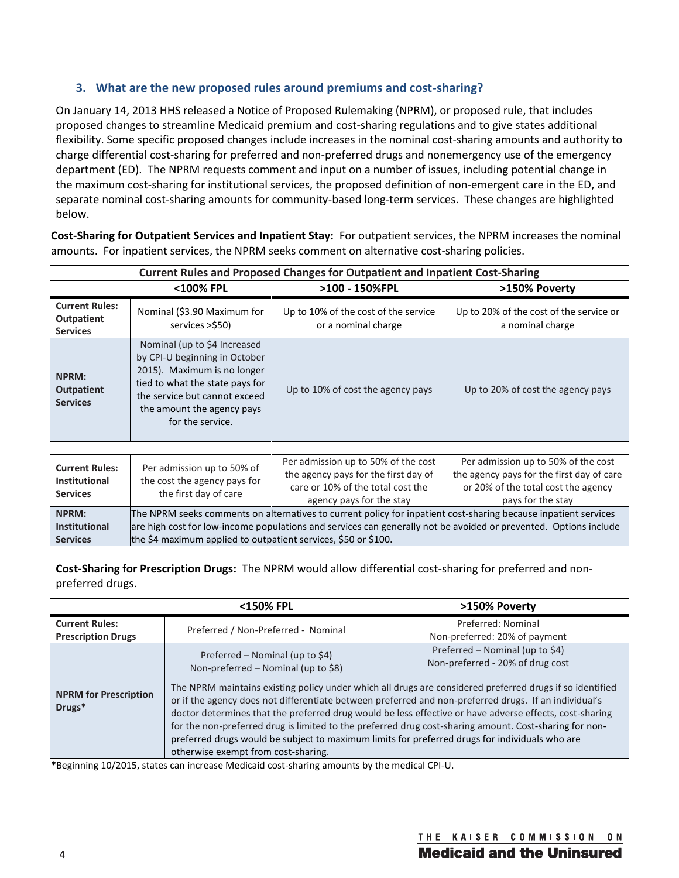### 3. What are the new proposed rules around premiums and cost-sharing?

On January 14, 2013 HHS released a Notice of Proposed Rulemaking (NPRM), or proposed rule, that includes proposed changes to streamline Medicaid premium and cost-sharing regulations and to give states additional flexibility. Some specific proposed changes include increases in the nominal cost-sharing amounts and authority to charge differential cost-sharing for preferred and non-preferred drugs and nonemergency use of the emergency department (ED). The NPRM requests comment and input on a number of issues, including potential change in the maximum cost-sharing for institutional services, the proposed definition of non-emergent care in the ED, and separate nominal cost-sharing amounts for community-based long-term services. These changes are highlighted below.

**Cost-Sharing for Outpatient Services and Inpatient Stay:** For outpatient services, the NPRM increases the nominal amounts. For inpatient services, the NPRM seeks comment on alternative cost-sharing policies.

| Current Rules and Proposed Changes for Outpatient and Inpatient Cost-Sharing | | | |
|---|---|---|---|
| | ≤100% FPL | >100 - 150%FPL | >150% Poverty |
| **Current Rules: Outpatient Services** | Nominal ($3.90 Maximum for services >$50) | Up to 10% of the cost of the service or a nominal charge | Up to 20% of the cost of the service or a nominal charge |
| **NPRM: Outpatient Services** | Nominal (up to $4 Increased by CPI-U beginning in October 2015). Maximum is no longer tied to what the state pays for the service but cannot exceed the amount the agency pays for the service. | Up to 10% of cost the agency pays | Up to 20% of cost the agency pays |
| | | | |
| **Current Rules: Institutional Services** | Per admission up to 50% of the cost the agency pays for the first day of care | Per admission up to 50% of the cost the agency pays for the first day of care or 10% of the total cost the agency pays for the stay | Per admission up to 50% of the cost the agency pays for the first day of care or 20% of the total cost the agency pays for the stay |
| **NPRM: Institutional Services** | The NPRM seeks comments on alternatives to current policy for inpatient cost-sharing because inpatient services are high cost for low-income populations and services can generally not be avoided or prevented. Options include the $4 maximum applied to outpatient services, $50 or $100. | | |

**Cost-Sharing for Prescription Drugs:** The NPRM would allow differential cost-sharing for preferred and non-preferred drugs.

| | ≤150% FPL | >150% Poverty |
|---|---|---|
| **Current Rules: Prescription Drugs** | Preferred / Non-Preferred - Nominal | Preferred: Nominal<br>Non-preferred: 20% of payment |
| **NPRM for Prescription Drugs*** | Preferred – Nominal (up to $4)<br>Non-preferred – Nominal (up to $8) | Preferred – Nominal (up to $4)<br>Non-preferred - 20% of drug cost |
| | The NPRM maintains existing policy under which all drugs are considered preferred drugs if so identified or if the agency does not differentiate between preferred and non-preferred drugs. If an individual's doctor determines that the preferred drug would be less effective or have adverse effects, cost-sharing for the non-preferred drug is limited to the preferred drug cost-sharing amount. Cost-sharing for non-preferred drugs would be subject to maximum limits for preferred drugs for individuals who are otherwise exempt from cost-sharing. | |

***Beginning 10/2015, states can increase Medicaid cost-sharing amounts by the medical CPI-U.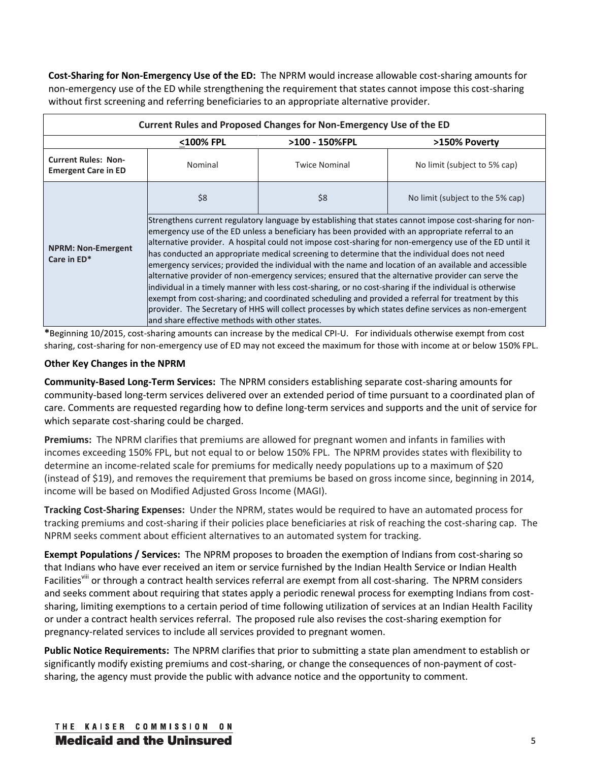**Cost-Sharing for Non-Emergency Use of the ED:** The NPRM would increase allowable cost-sharing amounts for non-emergency use of the ED while strengthening the requirement that states cannot impose this cost-sharing without first screening and referring beneficiaries to an appropriate alternative provider.

| Current Rules and Proposed Changes for Non-Emergency Use of the ED | | | |
|---|---|---|---|
| | ≤100% FPL | >100 - 150%FPL | >150% Poverty |
| **Current Rules: Non-Emergent Care in ED** | Nominal | Twice Nominal | No limit (subject to 5% cap) |
| **NPRM: Non-Emergent Care in ED*** | $8 | $8 | No limit (subject to the 5% cap) |
| | Strengthens current regulatory language by establishing that states cannot impose cost-sharing for non-emergency use of the ED unless a beneficiary has been provided with an appropriate referral to an alternative provider. A hospital could not impose cost-sharing for non-emergency use of the ED until it has conducted an appropriate medical screening to determine that the individual does not need emergency services; provided the individual with the name and location of an available and accessible alternative provider of non-emergency services; ensured that the alternative provider can serve the individual in a timely manner with less cost-sharing, or no cost-sharing if the individual is otherwise exempt from cost-sharing; and coordinated scheduling and provided a referral for treatment by this provider. The Secretary of HHS will collect processes by which states define services as non-emergent and share effective methods with other states. | | |

**\***Beginning 10/2015, cost-sharing amounts can increase by the medical CPI-U. For individuals otherwise exempt from cost sharing, cost-sharing for non-emergency use of ED may not exceed the maximum for those with income at or below 150% FPL.

### Other Key Changes in the NPRM

**Community-Based Long-Term Services:** The NPRM considers establishing separate cost-sharing amounts for community-based long-term services delivered over an extended period of time pursuant to a coordinated plan of care. Comments are requested regarding how to define long-term services and supports and the unit of service for which separate cost-sharing could be charged.

**Premiums:** The NPRM clarifies that premiums are allowed for pregnant women and infants in families with incomes exceeding 150% FPL, but not equal to or below 150% FPL. The NPRM provides states with flexibility to determine an income-related scale for premiums for medically needy populations up to a maximum of $20 (instead of $19), and removes the requirement that premiums be based on gross income since, beginning in 2014, income will be based on Modified Adjusted Gross Income (MAGI).

**Tracking Cost-Sharing Expenses:** Under the NPRM, states would be required to have an automated process for tracking premiums and cost-sharing if their policies place beneficiaries at risk of reaching the cost-sharing cap. The NPRM seeks comment about efficient alternatives to an automated system for tracking.

**Exempt Populations / Services:** The NPRM proposes to broaden the exemption of Indians from cost-sharing so that Indians who have ever received an item or service furnished by the Indian Health Service or Indian Health Facilities[viii] or through a contract health services referral are exempt from all cost-sharing. The NPRM considers and seeks comment about requiring that states apply a periodic renewal process for exempting Indians from cost-sharing, limiting exemptions to a certain period of time following utilization of services at an Indian Health Facility or under a contract health services referral. The proposed rule also revises the cost-sharing exemption for pregnancy-related services to include all services provided to pregnant women.

**Public Notice Requirements:** The NPRM clarifies that prior to submitting a state plan amendment to establish or significantly modify existing premiums and cost-sharing, or change the consequences of non-payment of cost-sharing, the agency must provide the public with advance notice and the opportunity to comment.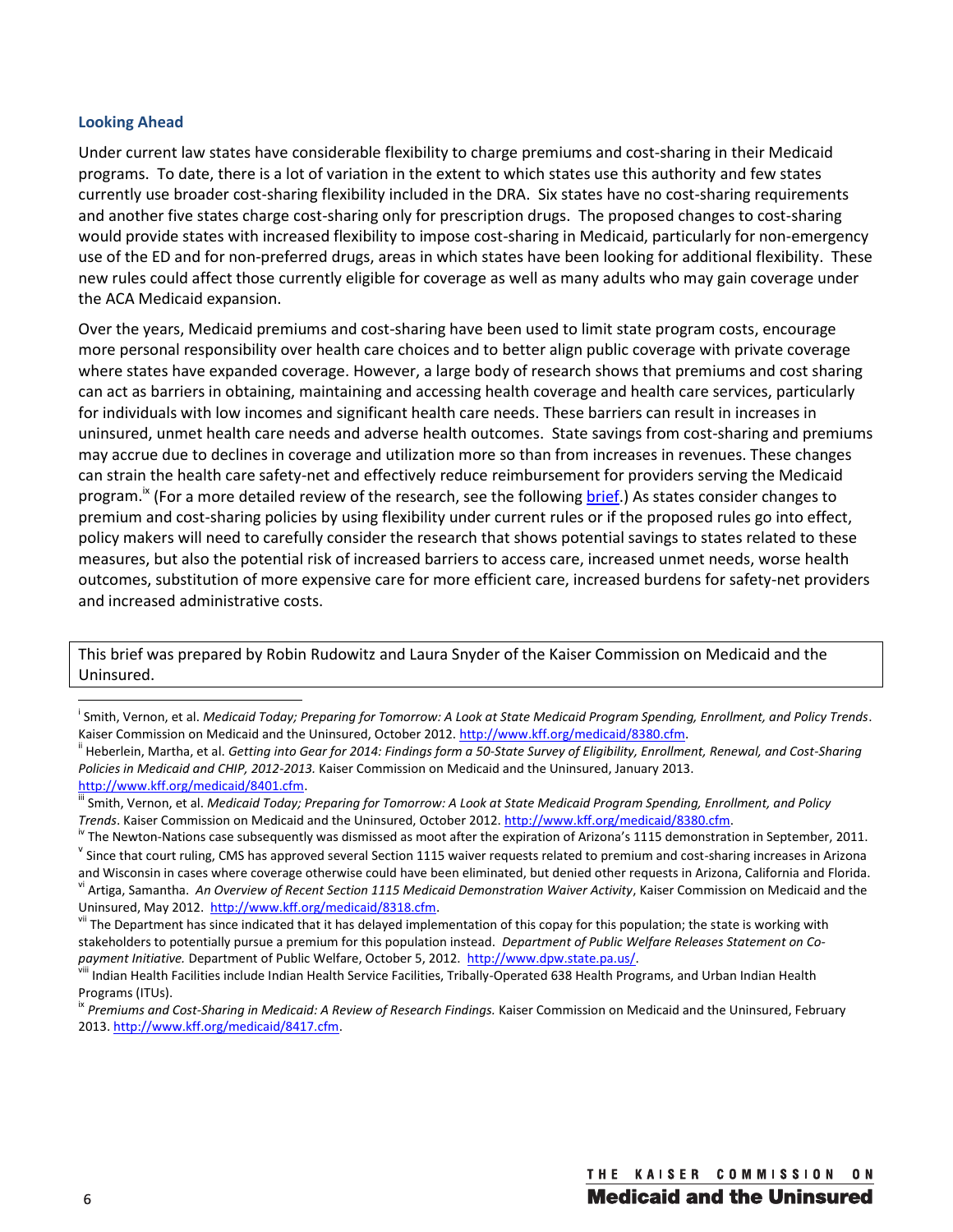### Looking Ahead

Under current law states have considerable flexibility to charge premiums and cost-sharing in their Medicaid programs. To date, there is a lot of variation in the extent to which states use this authority and few states currently use broader cost-sharing flexibility included in the DRA. Six states have no cost-sharing requirements and another five states charge cost-sharing only for prescription drugs. The proposed changes to cost-sharing would provide states with increased flexibility to impose cost-sharing in Medicaid, particularly for non-emergency use of the ED and for non-preferred drugs, areas in which states have been looking for additional flexibility. These new rules could affect those currently eligible for coverage as well as many adults who may gain coverage under the ACA Medicaid expansion.

Over the years, Medicaid premiums and cost-sharing have been used to limit state program costs, encourage more personal responsibility over health care choices and to better align public coverage with private coverage where states have expanded coverage. However, a large body of research shows that premiums and cost sharing can act as barriers in obtaining, maintaining and accessing health coverage and health care services, particularly for individuals with low incomes and significant health care needs. These barriers can result in increases in uninsured, unmet health care needs and adverse health outcomes. State savings from cost-sharing and premiums may accrue due to declines in coverage and utilization more so than from increases in revenues. These changes can strain the health care safety-net and effectively reduce reimbursement for providers serving the Medicaid program.[ix] (For a more detailed review of the research, see the following brief.) As states consider changes to premium and cost-sharing policies by using flexibility under current rules or if the proposed rules go into effect, policy makers will need to carefully consider the research that shows potential savings to states related to these measures, but also the potential risk of increased barriers to access care, increased unmet needs, worse health outcomes, substitution of more expensive care for more efficient care, increased burdens for safety-net providers and increased administrative costs.

This brief was prepared by Robin Rudowitz and Laura Snyder of the Kaiser Commission on Medicaid and the Uninsured.

---

[i] Smith, Vernon, et al. *Medicaid Today; Preparing for Tomorrow: A Look at State Medicaid Program Spending, Enrollment, and Policy Trends*. Kaiser Commission on Medicaid and the Uninsured, October 2012. http://www.kff.org/medicaid/8380.cfm.

[ii] Heberlein, Martha, et al. *Getting into Gear for 2014: Findings form a 50-State Survey of Eligibility, Enrollment, Renewal, and Cost-Sharing Policies in Medicaid and CHIP, 2012-2013.* Kaiser Commission on Medicaid and the Uninsured, January 2013. http://www.kff.org/medicaid/8401.cfm.

[iii] Smith, Vernon, et al. *Medicaid Today; Preparing for Tomorrow: A Look at State Medicaid Program Spending, Enrollment, and Policy Trends*. Kaiser Commission on Medicaid and the Uninsured, October 2012. http://www.kff.org/medicaid/8380.cfm.

[iv] The Newton-Nations case subsequently was dismissed as moot after the expiration of Arizona's 1115 demonstration in September, 2011.

[v] Since that court ruling, CMS has approved several Section 1115 waiver requests related to premium and cost-sharing increases in Arizona and Wisconsin in cases where coverage otherwise could have been eliminated, but denied other requests in Arizona, California and Florida.

[vi] Artiga, Samantha. *An Overview of Recent Section 1115 Medicaid Demonstration Waiver Activity*, Kaiser Commission on Medicaid and the Uninsured, May 2012. http://www.kff.org/medicaid/8318.cfm.

[vii] The Department has since indicated that it has delayed implementation of this copay for this population; the state is working with stakeholders to potentially pursue a premium for this population instead. *Department of Public Welfare Releases Statement on Co-payment Initiative.* Department of Public Welfare, October 5, 2012. http://www.dpw.state.pa.us/.

[viii] Indian Health Facilities include Indian Health Service Facilities, Tribally-Operated 638 Health Programs, and Urban Indian Health Programs (ITUs).

[ix] *Premiums and Cost-Sharing in Medicaid: A Review of Research Findings.* Kaiser Commission on Medicaid and the Uninsured, February 2013. http://www.kff.org/medicaid/8417.cfm.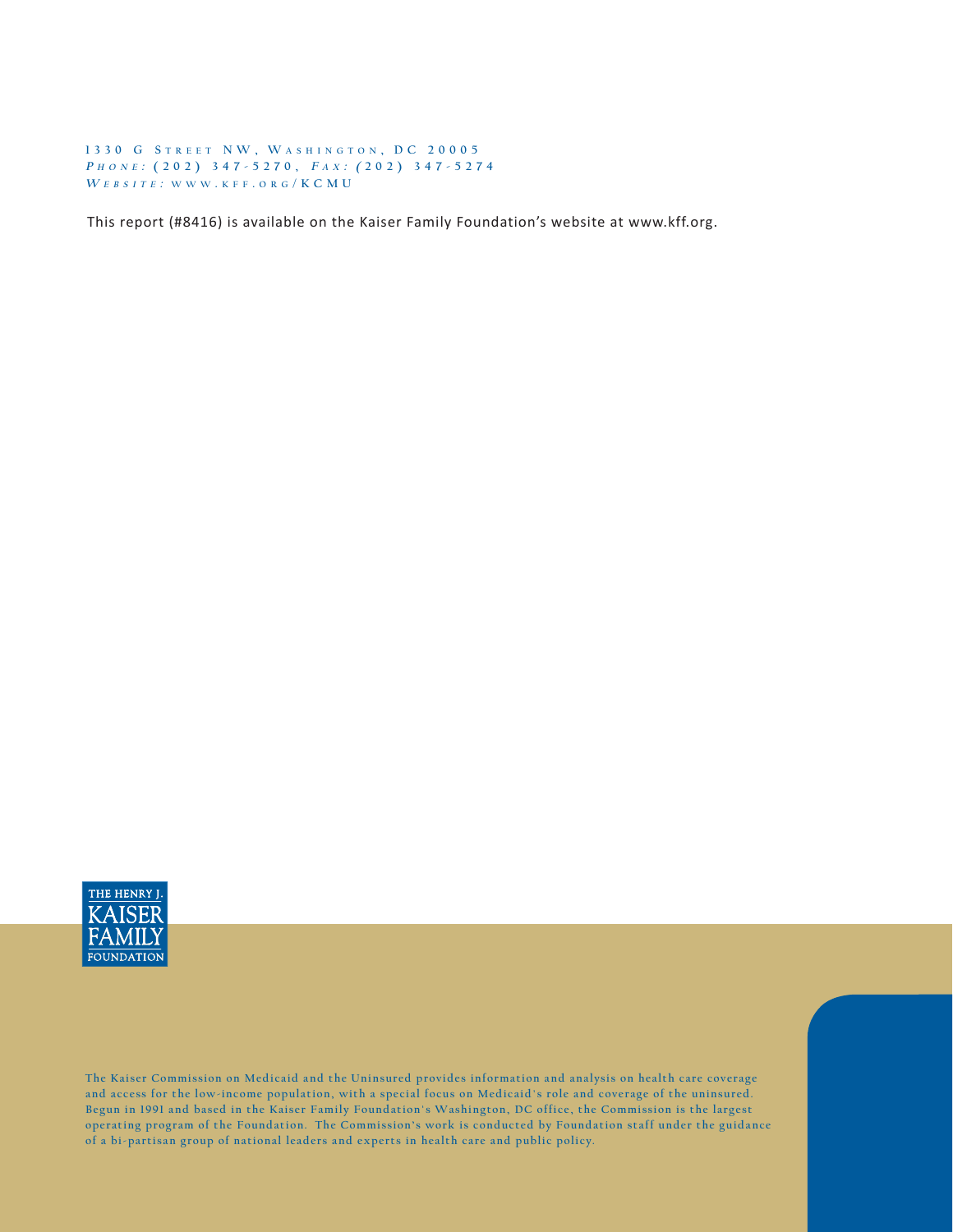1330 G Street NW, Washington, DC 20005
*Phone:* (202) 347-5270, *Fax:* (202) 347-5274
*Website:* www.kff.org/KCMU

This report (#8416) is available on the Kaiser Family Foundation's website at www.kff.org.

THE HENRY J. KAISER FAMILY FOUNDATION

The Kaiser Commission on Medicaid and the Uninsured provides information and analysis on health care coverage and access for the low-income population, with a special focus on Medicaid's role and coverage of the uninsured. Begun in 1991 and based in the Kaiser Family Foundation's Washington, DC office, the Commission is the largest operating program of the Foundation. The Commission's work is conducted by Foundation staff under the guidance of a bi-partisan group of national leaders and experts in health care and public policy.